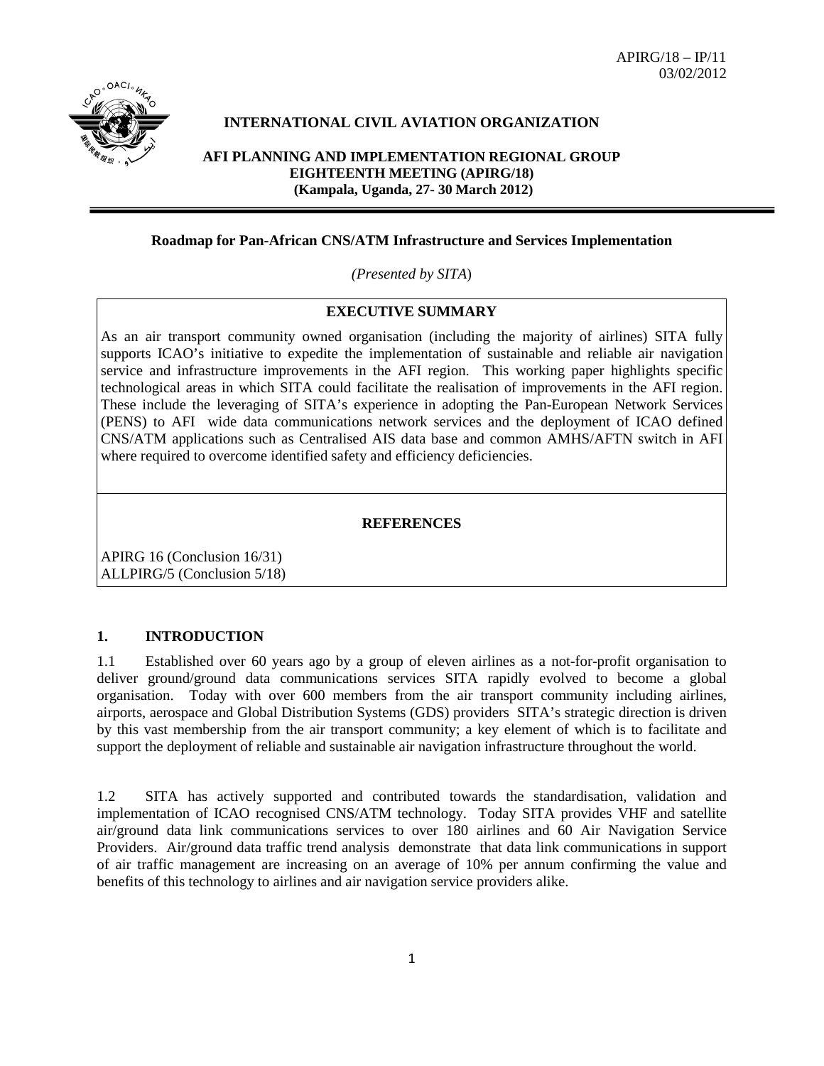APIRG/18 – IP/11
03/02/2012

**INTERNATIONAL CIVIL AVIATION ORGANIZATION**

**AFI PLANNING AND IMPLEMENTATION REGIONAL GROUP**
**EIGHTEENTH MEETING (APIRG/18)**
**(Kampala, Uganda, 27- 30 March 2012)**

---

**Roadmap for Pan-African CNS/ATM Infrastructure and Services Implementation**

*(Presented by SITA)*

**EXECUTIVE SUMMARY**

As an air transport community owned organisation (including the majority of airlines) SITA fully supports ICAO's initiative to expedite the implementation of sustainable and reliable air navigation service and infrastructure improvements in the AFI region. This working paper highlights specific technological areas in which SITA could facilitate the realisation of improvements in the AFI region. These include the leveraging of SITA's experience in adopting the Pan-European Network Services (PENS) to AFI wide data communications network services and the deployment of ICAO defined CNS/ATM applications such as Centralised AIS data base and common AMHS/AFTN switch in AFI where required to overcome identified safety and efficiency deficiencies.

**REFERENCES**

APIRG 16 (Conclusion 16/31)
ALLPIRG/5 (Conclusion 5/18)

## 1. INTRODUCTION

1.1 Established over 60 years ago by a group of eleven airlines as a not-for-profit organisation to deliver ground/ground data communications services SITA rapidly evolved to become a global organisation. Today with over 600 members from the air transport community including airlines, airports, aerospace and Global Distribution Systems (GDS) providers SITA's strategic direction is driven by this vast membership from the air transport community; a key element of which is to facilitate and support the deployment of reliable and sustainable air navigation infrastructure throughout the world.

1.2 SITA has actively supported and contributed towards the standardisation, validation and implementation of ICAO recognised CNS/ATM technology. Today SITA provides VHF and satellite air/ground data link communications services to over 180 airlines and 60 Air Navigation Service Providers. Air/ground data traffic trend analysis demonstrate that data link communications in support of air traffic management are increasing on an average of 10% per annum confirming the value and benefits of this technology to airlines and air navigation service providers alike.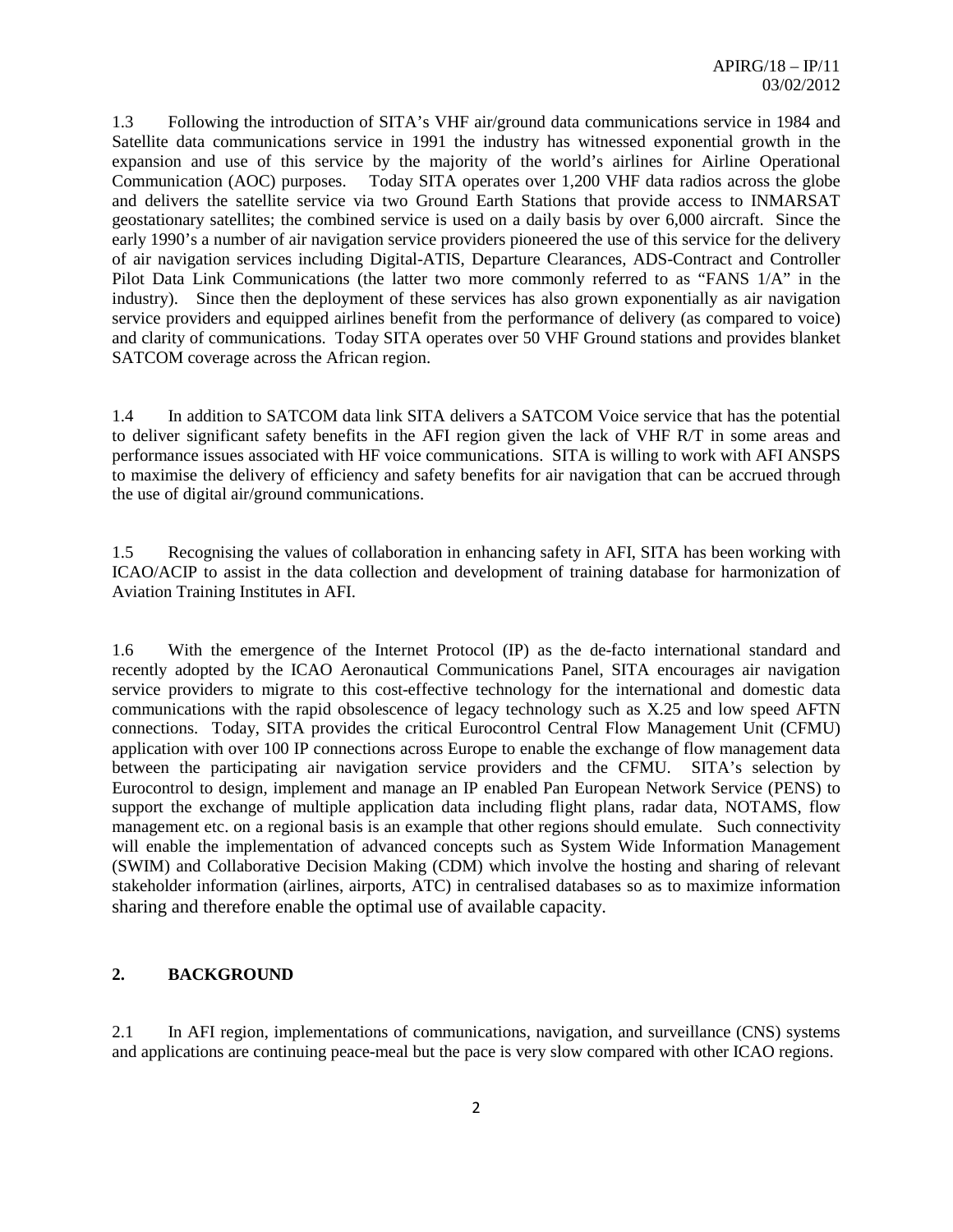1.3 Following the introduction of SITA's VHF air/ground data communications service in 1984 and Satellite data communications service in 1991 the industry has witnessed exponential growth in the expansion and use of this service by the majority of the world's airlines for Airline Operational Communication (AOC) purposes. Today SITA operates over 1,200 VHF data radios across the globe and delivers the satellite service via two Ground Earth Stations that provide access to INMARSAT geostationary satellites; the combined service is used on a daily basis by over 6,000 aircraft. Since the early 1990's a number of air navigation service providers pioneered the use of this service for the delivery of air navigation services including Digital-ATIS, Departure Clearances, ADS-Contract and Controller Pilot Data Link Communications (the latter two more commonly referred to as "FANS 1/A" in the industry). Since then the deployment of these services has also grown exponentially as air navigation service providers and equipped airlines benefit from the performance of delivery (as compared to voice) and clarity of communications. Today SITA operates over 50 VHF Ground stations and provides blanket SATCOM coverage across the African region.

1.4 In addition to SATCOM data link SITA delivers a SATCOM Voice service that has the potential to deliver significant safety benefits in the AFI region given the lack of VHF R/T in some areas and performance issues associated with HF voice communications. SITA is willing to work with AFI ANSPS to maximise the delivery of efficiency and safety benefits for air navigation that can be accrued through the use of digital air/ground communications.

1.5 Recognising the values of collaboration in enhancing safety in AFI, SITA has been working with ICAO/ACIP to assist in the data collection and development of training database for harmonization of Aviation Training Institutes in AFI.

1.6 With the emergence of the Internet Protocol (IP) as the de-facto international standard and recently adopted by the ICAO Aeronautical Communications Panel, SITA encourages air navigation service providers to migrate to this cost-effective technology for the international and domestic data communications with the rapid obsolescence of legacy technology such as X.25 and low speed AFTN connections. Today, SITA provides the critical Eurocontrol Central Flow Management Unit (CFMU) application with over 100 IP connections across Europe to enable the exchange of flow management data between the participating air navigation service providers and the CFMU. SITA's selection by Eurocontrol to design, implement and manage an IP enabled Pan European Network Service (PENS) to support the exchange of multiple application data including flight plans, radar data, NOTAMS, flow management etc. on a regional basis is an example that other regions should emulate. Such connectivity will enable the implementation of advanced concepts such as System Wide Information Management (SWIM) and Collaborative Decision Making (CDM) which involve the hosting and sharing of relevant stakeholder information (airlines, airports, ATC) in centralised databases so as to maximize information sharing and therefore enable the optimal use of available capacity.

## 2. BACKGROUND

2.1 In AFI region, implementations of communications, navigation, and surveillance (CNS) systems and applications are continuing peace-meal but the pace is very slow compared with other ICAO regions.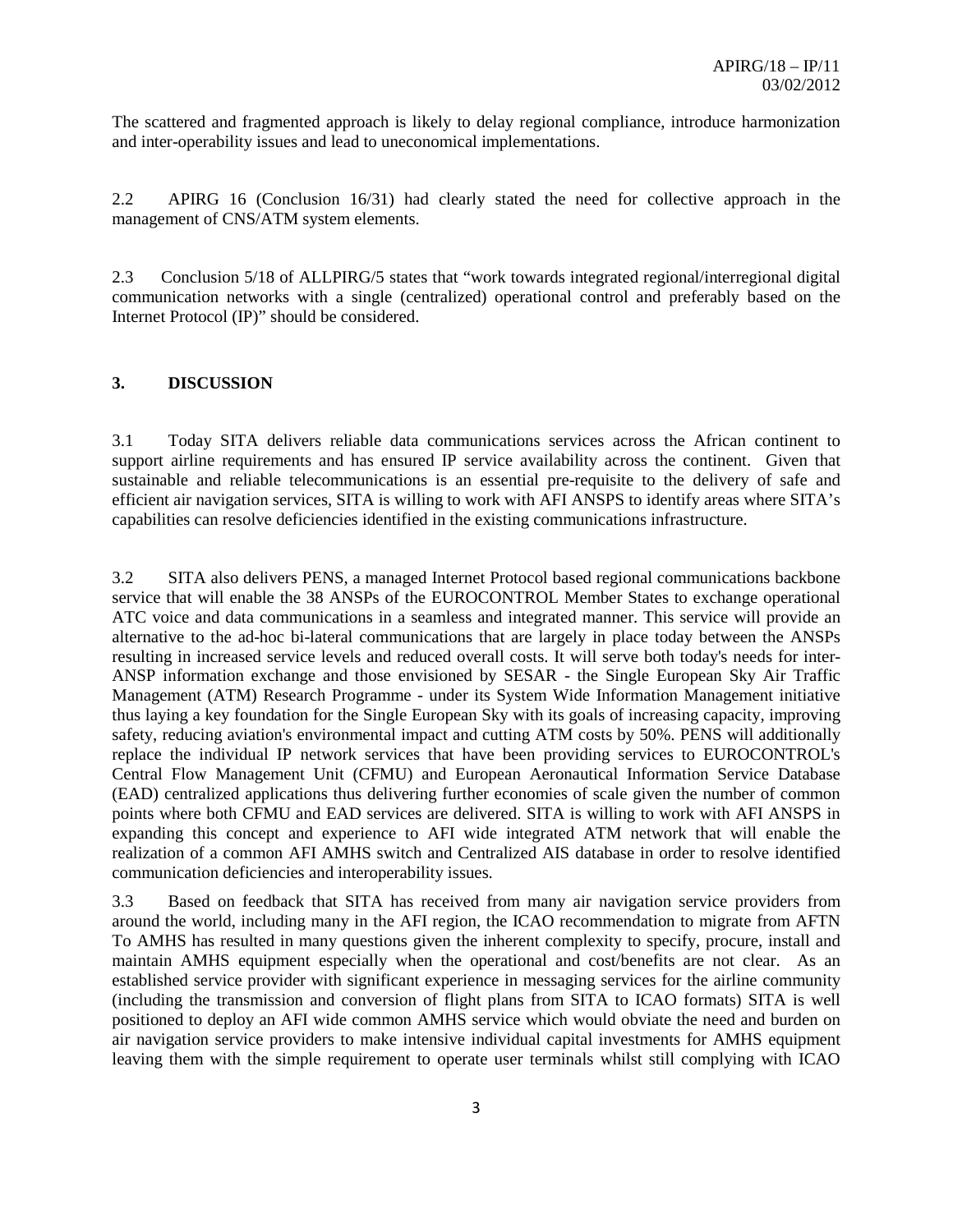The scattered and fragmented approach is likely to delay regional compliance, introduce harmonization and inter-operability issues and lead to uneconomical implementations.

2.2 APIRG 16 (Conclusion 16/31) had clearly stated the need for collective approach in the management of CNS/ATM system elements.

2.3 Conclusion 5/18 of ALLPIRG/5 states that "work towards integrated regional/interregional digital communication networks with a single (centralized) operational control and preferably based on the Internet Protocol (IP)" should be considered.

## 3. DISCUSSION

3.1 Today SITA delivers reliable data communications services across the African continent to support airline requirements and has ensured IP service availability across the continent. Given that sustainable and reliable telecommunications is an essential pre-requisite to the delivery of safe and efficient air navigation services, SITA is willing to work with AFI ANSPS to identify areas where SITA's capabilities can resolve deficiencies identified in the existing communications infrastructure.

3.2 SITA also delivers PENS, a managed Internet Protocol based regional communications backbone service that will enable the 38 ANSPs of the EUROCONTROL Member States to exchange operational ATC voice and data communications in a seamless and integrated manner. This service will provide an alternative to the ad-hoc bi-lateral communications that are largely in place today between the ANSPs resulting in increased service levels and reduced overall costs. It will serve both today's needs for inter-ANSP information exchange and those envisioned by SESAR - the Single European Sky Air Traffic Management (ATM) Research Programme - under its System Wide Information Management initiative thus laying a key foundation for the Single European Sky with its goals of increasing capacity, improving safety, reducing aviation's environmental impact and cutting ATM costs by 50%. PENS will additionally replace the individual IP network services that have been providing services to EUROCONTROL's Central Flow Management Unit (CFMU) and European Aeronautical Information Service Database (EAD) centralized applications thus delivering further economies of scale given the number of common points where both CFMU and EAD services are delivered. SITA is willing to work with AFI ANSPS in expanding this concept and experience to AFI wide integrated ATM network that will enable the realization of a common AFI AMHS switch and Centralized AIS database in order to resolve identified communication deficiencies and interoperability issues.

3.3 Based on feedback that SITA has received from many air navigation service providers from around the world, including many in the AFI region, the ICAO recommendation to migrate from AFTN To AMHS has resulted in many questions given the inherent complexity to specify, procure, install and maintain AMHS equipment especially when the operational and cost/benefits are not clear. As an established service provider with significant experience in messaging services for the airline community (including the transmission and conversion of flight plans from SITA to ICAO formats) SITA is well positioned to deploy an AFI wide common AMHS service which would obviate the need and burden on air navigation service providers to make intensive individual capital investments for AMHS equipment leaving them with the simple requirement to operate user terminals whilst still complying with ICAO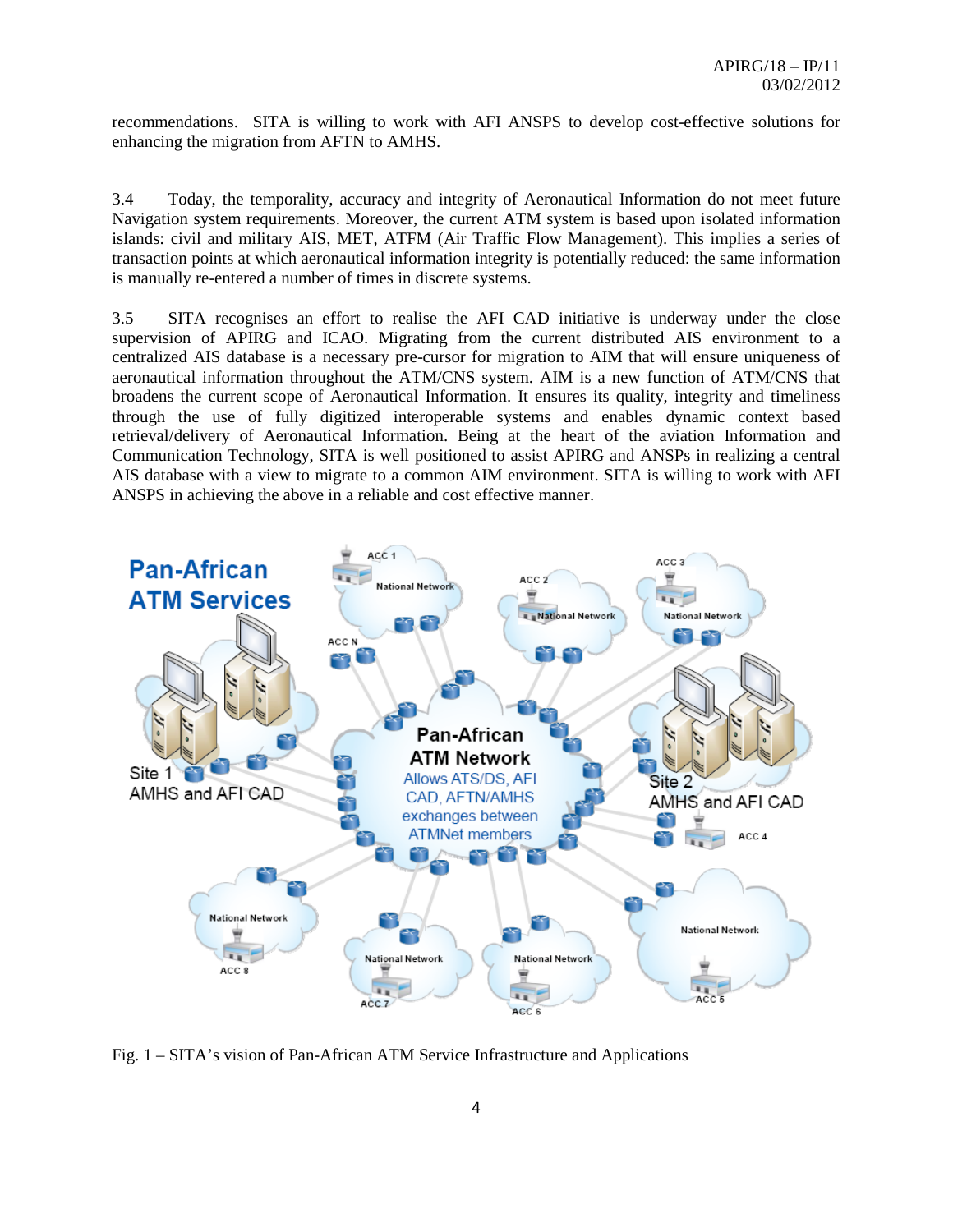recommendations. SITA is willing to work with AFI ANSPS to develop cost-effective solutions for enhancing the migration from AFTN to AMHS.

3.4 Today, the temporality, accuracy and integrity of Aeronautical Information do not meet future Navigation system requirements. Moreover, the current ATM system is based upon isolated information islands: civil and military AIS, MET, ATFM (Air Traffic Flow Management). This implies a series of transaction points at which aeronautical information integrity is potentially reduced: the same information is manually re-entered a number of times in discrete systems.

3.5 SITA recognises an effort to realise the AFI CAD initiative is underway under the close supervision of APIRG and ICAO. Migrating from the current distributed AIS environment to a centralized AIS database is a necessary pre-cursor for migration to AIM that will ensure uniqueness of aeronautical information throughout the ATM/CNS system. AIM is a new function of ATM/CNS that broadens the current scope of Aeronautical Information. It ensures its quality, integrity and timeliness through the use of fully digitized interoperable systems and enables dynamic context based retrieval/delivery of Aeronautical Information. Being at the heart of the aviation Information and Communication Technology, SITA is well positioned to assist APIRG and ANSPs in realizing a central AIS database with a view to migrate to a common AIM environment. SITA is willing to work with AFI ANSPS in achieving the above in a reliable and cost effective manner.

Fig. 1 – SITA's vision of Pan-African ATM Service Infrastructure and Applications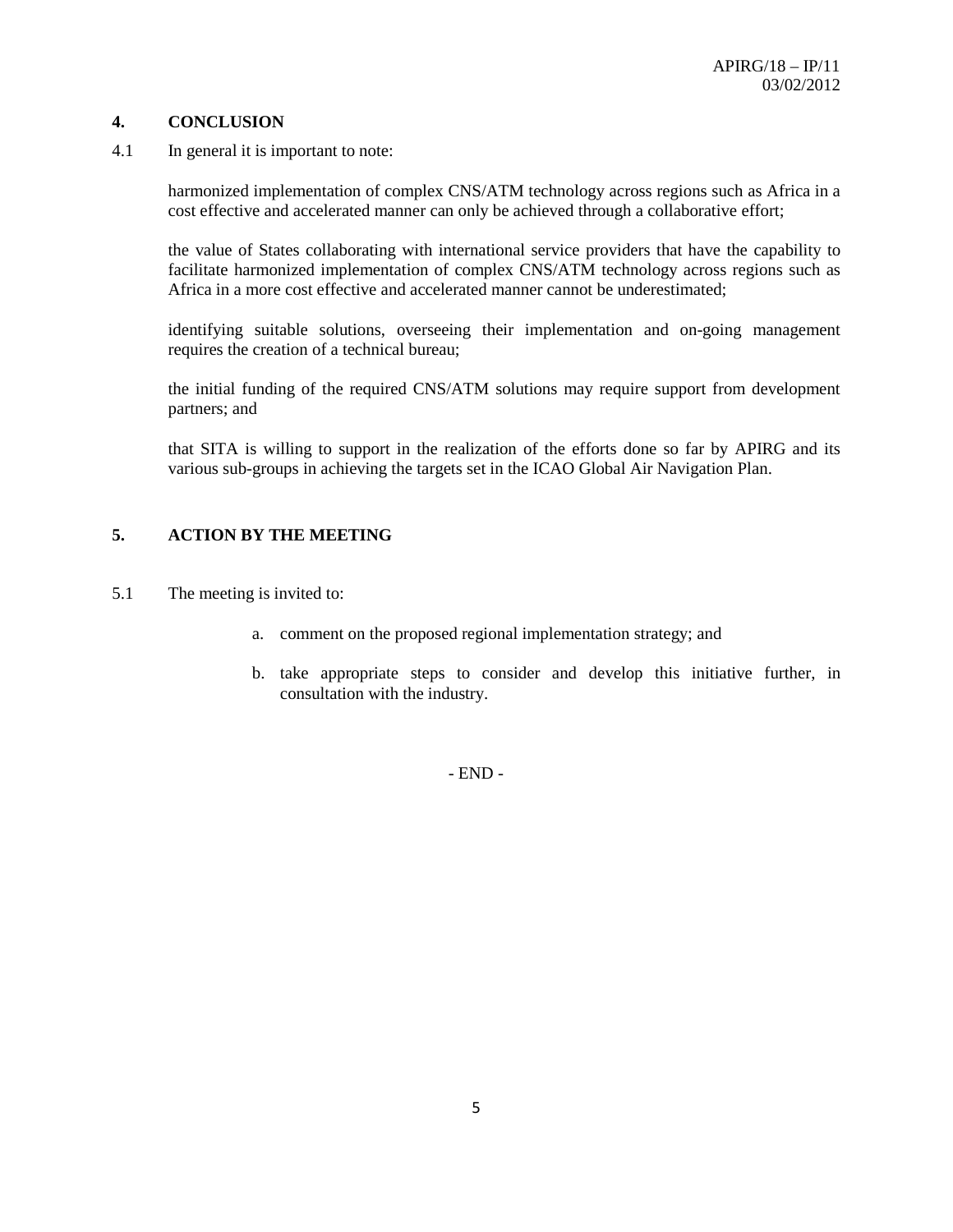## 4. CONCLUSION

4.1 In general it is important to note:

harmonized implementation of complex CNS/ATM technology across regions such as Africa in a cost effective and accelerated manner can only be achieved through a collaborative effort;

the value of States collaborating with international service providers that have the capability to facilitate harmonized implementation of complex CNS/ATM technology across regions such as Africa in a more cost effective and accelerated manner cannot be underestimated;

identifying suitable solutions, overseeing their implementation and on-going management requires the creation of a technical bureau;

the initial funding of the required CNS/ATM solutions may require support from development partners; and

that SITA is willing to support in the realization of the efforts done so far by APIRG and its various sub-groups in achieving the targets set in the ICAO Global Air Navigation Plan.

## 5. ACTION BY THE MEETING

5.1 The meeting is invited to:

a. comment on the proposed regional implementation strategy; and

b. take appropriate steps to consider and develop this initiative further, in consultation with the industry.

- END -